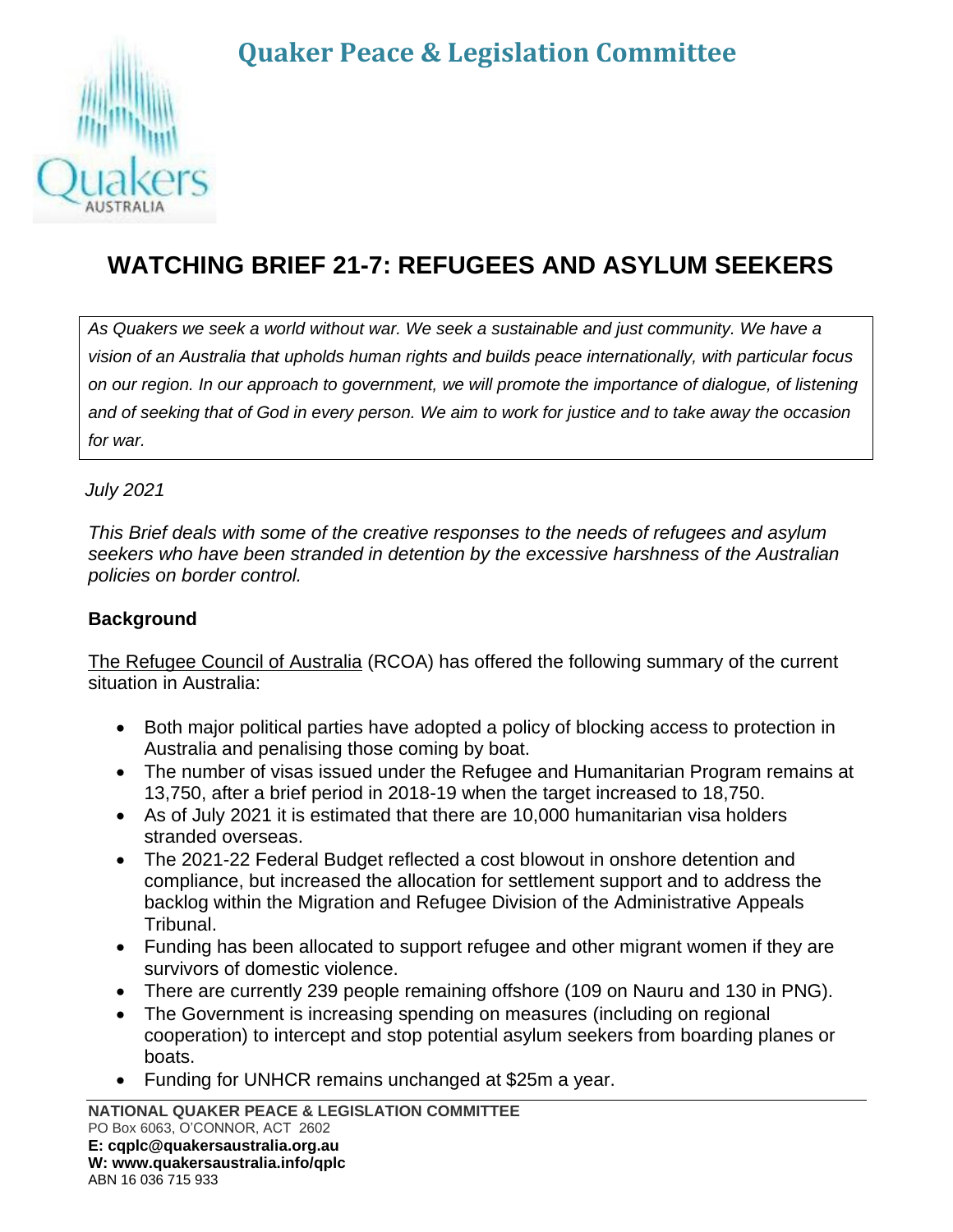# Quaker Peace & Legislation Committee

## WATCHING BRIEF 21-7: REFUGEES AND ASYLUM SEEKERS

*As Quakers we seek a world without war. We seek a sustainable and just community. We have a vision of an Australia that upholds human rights and builds peace internationally, with particular focus on our region. In our approach to government, we will promote the importance of dialogue, of listening and of seeking that of God in every person. We aim to work for justice and to take away the occasion for war.*

*July 2021*

*This Brief deals with some of the creative responses to the needs of refugees and asylum seekers who have been stranded in detention by the excessive harshness of the Australian policies on border control.*

### Background

The Refugee Council of Australia (RCOA) has offered the following summary of the current situation in Australia:

- Both major political parties have adopted a policy of blocking access to protection in Australia and penalising those coming by boat.
- The number of visas issued under the Refugee and Humanitarian Program remains at 13,750, after a brief period in 2018-19 when the target increased to 18,750.
- As of July 2021 it is estimated that there are 10,000 humanitarian visa holders stranded overseas.
- The 2021-22 Federal Budget reflected a cost blowout in onshore detention and compliance, but increased the allocation for settlement support and to address the backlog within the Migration and Refugee Division of the Administrative Appeals Tribunal.
- Funding has been allocated to support refugee and other migrant women if they are survivors of domestic violence.
- There are currently 239 people remaining offshore (109 on Nauru and 130 in PNG).
- The Government is increasing spending on measures (including on regional cooperation) to intercept and stop potential asylum seekers from boarding planes or boats.
- Funding for UNHCR remains unchanged at $25m a year.

**NATIONAL QUAKER PEACE & LEGISLATION COMMITTEE**
PO Box 6063, O'CONNOR, ACT 2602
**E: cqplc@quakersaustralia.org.au**
**W: www.quakersaustralia.info/qplc**
ABN 16 036 715 933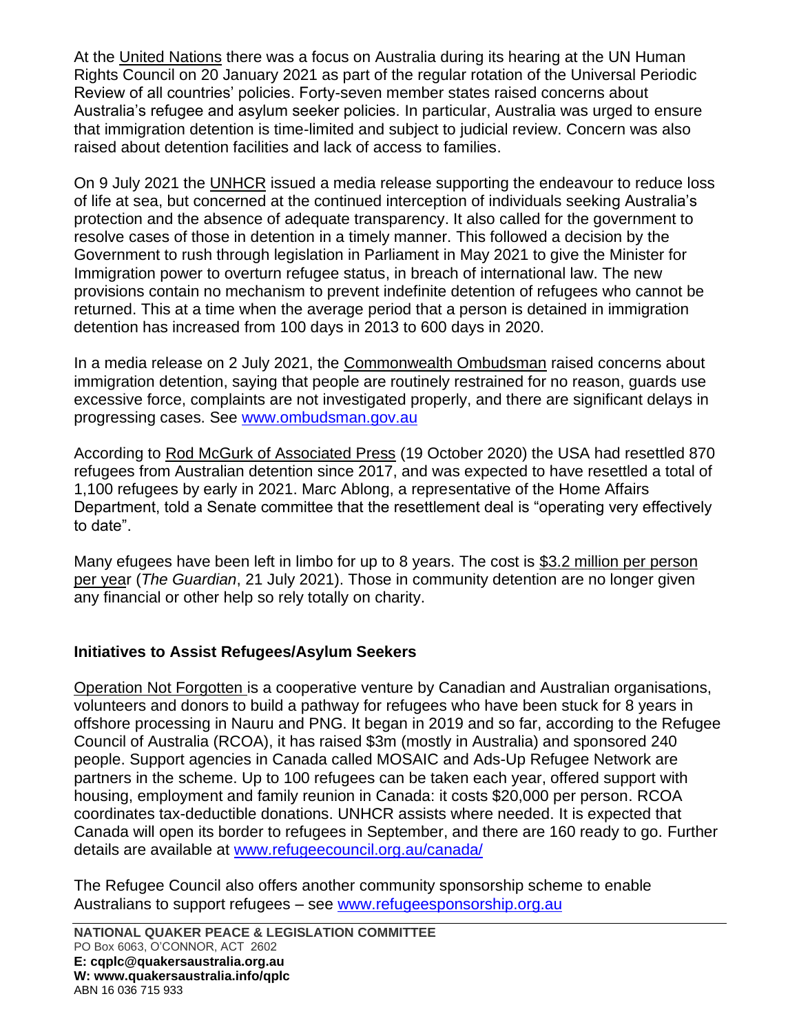At the United Nations there was a focus on Australia during its hearing at the UN Human Rights Council on 20 January 2021 as part of the regular rotation of the Universal Periodic Review of all countries' policies. Forty-seven member states raised concerns about Australia's refugee and asylum seeker policies. In particular, Australia was urged to ensure that immigration detention is time-limited and subject to judicial review. Concern was also raised about detention facilities and lack of access to families.

On 9 July 2021 the UNHCR issued a media release supporting the endeavour to reduce loss of life at sea, but concerned at the continued interception of individuals seeking Australia's protection and the absence of adequate transparency. It also called for the government to resolve cases of those in detention in a timely manner. This followed a decision by the Government to rush through legislation in Parliament in May 2021 to give the Minister for Immigration power to overturn refugee status, in breach of international law. The new provisions contain no mechanism to prevent indefinite detention of refugees who cannot be returned. This at a time when the average period that a person is detained in immigration detention has increased from 100 days in 2013 to 600 days in 2020.

In a media release on 2 July 2021, the Commonwealth Ombudsman raised concerns about immigration detention, saying that people are routinely restrained for no reason, guards use excessive force, complaints are not investigated properly, and there are significant delays in progressing cases. See www.ombudsman.gov.au

According to Rod McGurk of Associated Press (19 October 2020) the USA had resettled 870 refugees from Australian detention since 2017, and was expected to have resettled a total of 1,100 refugees by early in 2021. Marc Ablong, a representative of the Home Affairs Department, told a Senate committee that the resettlement deal is "operating very effectively to date".

Many efugees have been left in limbo for up to 8 years. The cost is $3.2 million per person per year (*The Guardian*, 21 July 2021). Those in community detention are no longer given any financial or other help so rely totally on charity.

## Initiatives to Assist Refugees/Asylum Seekers

Operation Not Forgotten is a cooperative venture by Canadian and Australian organisations, volunteers and donors to build a pathway for refugees who have been stuck for 8 years in offshore processing in Nauru and PNG. It began in 2019 and so far, according to the Refugee Council of Australia (RCOA), it has raised $3m (mostly in Australia) and sponsored 240 people. Support agencies in Canada called MOSAIC and Ads-Up Refugee Network are partners in the scheme. Up to 100 refugees can be taken each year, offered support with housing, employment and family reunion in Canada: it costs $20,000 per person. RCOA coordinates tax-deductible donations. UNHCR assists where needed. It is expected that Canada will open its border to refugees in September, and there are 160 ready to go. Further details are available at www.refugeecouncil.org.au/canada/

The Refugee Council also offers another community sponsorship scheme to enable Australians to support refugees – see www.refugeesponsorship.org.au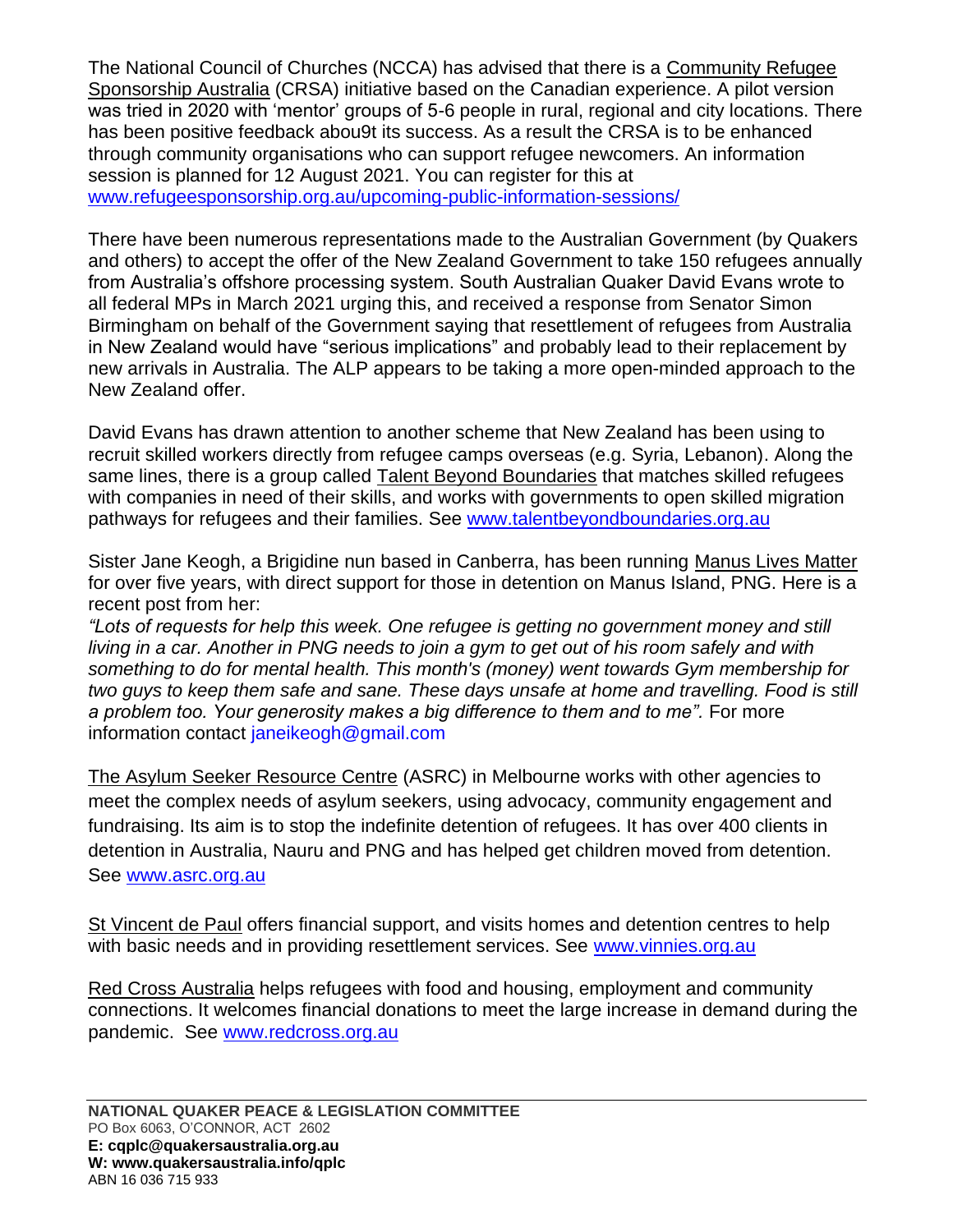The National Council of Churches (NCCA) has advised that there is a Community Refugee Sponsorship Australia (CRSA) initiative based on the Canadian experience. A pilot version was tried in 2020 with 'mentor' groups of 5-6 people in rural, regional and city locations. There has been positive feedback abou9t its success. As a result the CRSA is to be enhanced through community organisations who can support refugee newcomers. An information session is planned for 12 August 2021. You can register for this at www.refugeesponsorship.org.au/upcoming-public-information-sessions/

There have been numerous representations made to the Australian Government (by Quakers and others) to accept the offer of the New Zealand Government to take 150 refugees annually from Australia's offshore processing system. South Australian Quaker David Evans wrote to all federal MPs in March 2021 urging this, and received a response from Senator Simon Birmingham on behalf of the Government saying that resettlement of refugees from Australia in New Zealand would have "serious implications" and probably lead to their replacement by new arrivals in Australia. The ALP appears to be taking a more open-minded approach to the New Zealand offer.

David Evans has drawn attention to another scheme that New Zealand has been using to recruit skilled workers directly from refugee camps overseas (e.g. Syria, Lebanon). Along the same lines, there is a group called Talent Beyond Boundaries that matches skilled refugees with companies in need of their skills, and works with governments to open skilled migration pathways for refugees and their families. See www.talentbeyondboundaries.org.au

Sister Jane Keogh, a Brigidine nun based in Canberra, has been running Manus Lives Matter for over five years, with direct support for those in detention on Manus Island, PNG. Here is a recent post from her:

*"Lots of requests for help this week. One refugee is getting no government money and still living in a car. Another in PNG needs to join a gym to get out of his room safely and with something to do for mental health. This month's (money) went towards Gym membership for two guys to keep them safe and sane. These days unsafe at home and travelling. Food is still a problem too. Your generosity makes a big difference to them and to me".* For more information contact janeikeogh@gmail.com

The Asylum Seeker Resource Centre (ASRC) in Melbourne works with other agencies to meet the complex needs of asylum seekers, using advocacy, community engagement and fundraising. Its aim is to stop the indefinite detention of refugees. It has over 400 clients in detention in Australia, Nauru and PNG and has helped get children moved from detention. See www.asrc.org.au

St Vincent de Paul offers financial support, and visits homes and detention centres to help with basic needs and in providing resettlement services. See www.vinnies.org.au

Red Cross Australia helps refugees with food and housing, employment and community connections. It welcomes financial donations to meet the large increase in demand during the pandemic. See www.redcross.org.au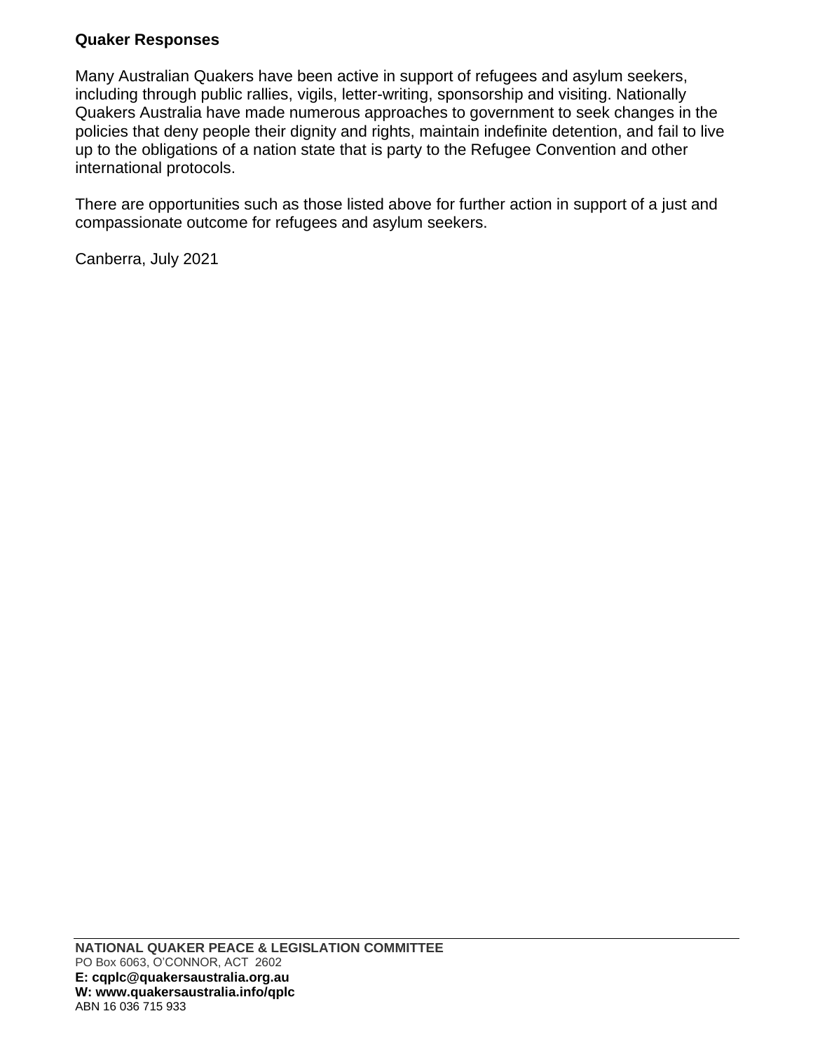**Quaker Responses**

Many Australian Quakers have been active in support of refugees and asylum seekers, including through public rallies, vigils, letter-writing, sponsorship and visiting. Nationally Quakers Australia have made numerous approaches to government to seek changes in the policies that deny people their dignity and rights, maintain indefinite detention, and fail to live up to the obligations of a nation state that is party to the Refugee Convention and other international protocols.

There are opportunities such as those listed above for further action in support of a just and compassionate outcome for refugees and asylum seekers.

Canberra, July 2021